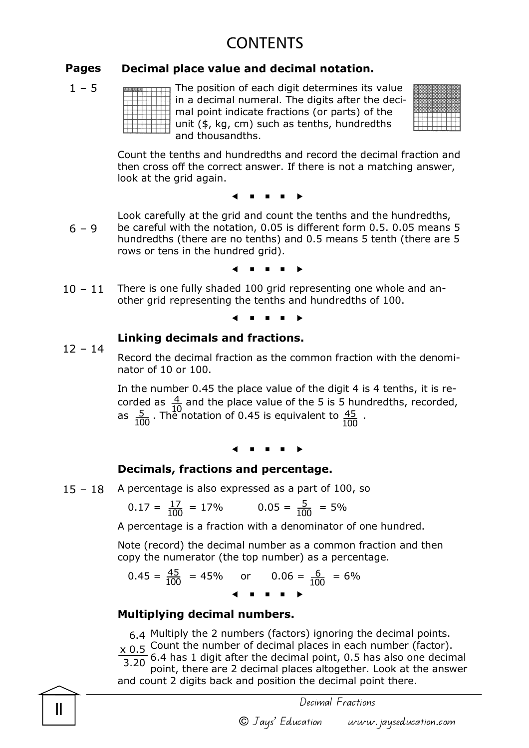# CONTENTS

**Pages** **Decimal place value and decimal notation.**

1 – 5

The position of each digit determines its value in a decimal numeral. The digits after the decimal point indicate fractions (or parts) of the unit ($, kg, cm) such as tenths, hundredths and thousandths.

Count the tenths and hundredths and record the decimal fraction and then cross off the correct answer. If there is not a matching answer, look at the grid again.

◄ ■ ■ ■ ►

6 – 9

Look carefully at the grid and count the tenths and the hundredths, be careful with the notation, 0.05 is different form 0.5. 0.05 means 5 hundredths (there are no tenths) and 0.5 means 5 tenth (there are 5 rows or tens in the hundred grid).

◄ ■ ■ ■ ►

10 – 11

There is one fully shaded 100 grid representing one whole and another grid representing the tenths and hundredths of 100.

◄ ■ ■ ■ ►

**Linking decimals and fractions.**

12 – 14

Record the decimal fraction as the common fraction with the denominator of 10 or 100.

In the number 0.45 the place value of the digit 4 is 4 tenths, it is recorded as $\frac{4}{10}$ and the place value of the 5 is 5 hundredths, recorded, as $\frac{5}{100}$. The notation of 0.45 is equivalent to $\frac{45}{100}$.

◄ ■ ■ ■ ►

**Decimals, fractions and percentage.**

15 – 18

A percentage is also expressed as a part of 100, so

$0.17 = \frac{17}{100} = 17\%$ $\qquad$ $0.05 = \frac{5}{100} = 5\%$

A percentage is a fraction with a denominator of one hundred.

Note (record) the decimal number as a common fraction and then copy the numerator (the top number) as a percentage.

$0.45 = \frac{45}{100} = 45\%$ or $0.06 = \frac{6}{100} = 6\%$

◄ ■ ■ ■ ►

**Multiplying decimal numbers.**

$$\begin{array}{r} 6.4 \\ \times\ 0.5 \\ \hline 3.20 \end{array}$$

Multiply the 2 numbers (factors) ignoring the decimal points. Count the number of decimal places in each number (factor). 6.4 has 1 digit after the decimal point, 0.5 has also one decimal point, there are 2 decimal places altogether. Look at the answer and count 2 digits back and position the decimal point there.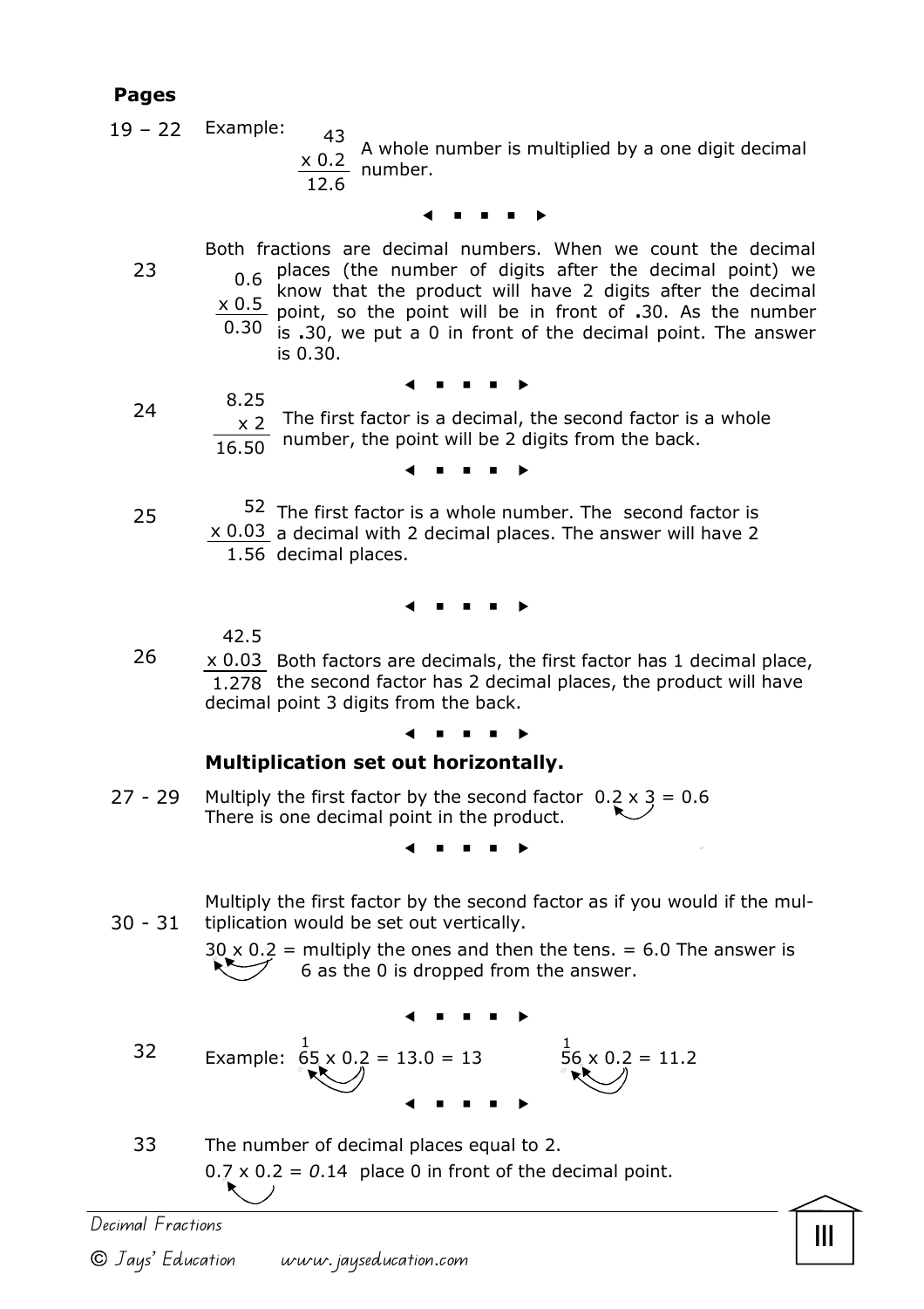**Pages**

19 – 22 Example:

$$\begin{array}{r} 43 \\ \times\ 0.2 \\ \hline 12.6 \end{array}$$

A whole number is multiplied by a one digit decimal number.

◄ ■ ■ ■ ►

23

$$\begin{array}{r} 0.6 \\ \times\ 0.5 \\ \hline 0.30 \end{array}$$

Both fractions are decimal numbers. When we count the decimal places (the number of digits after the decimal point) we know that the product will have 2 digits after the decimal point, so the point will be in front of **.**30. As the number is **.**30, we put a 0 in front of the decimal point. The answer is 0.30.

◄ ■ ■ ■ ►

24

$$\begin{array}{r} 8.25 \\ \times\ 2 \\ \hline 16.50 \end{array}$$

The first factor is a decimal, the second factor is a whole number, the point will be 2 digits from the back.

◄ ■ ■ ■ ►

25

$$\begin{array}{r} 52 \\ \times\ 0.03 \\ \hline 1.56 \end{array}$$

The first factor is a whole number. The second factor is a decimal with 2 decimal places. The answer will have 2 decimal places.

◄ ■ ■ ■ ►

26

$$\begin{array}{r} 42.5 \\ \times\ 0.03 \\ \hline 1.278 \end{array}$$

Both factors are decimals, the first factor has 1 decimal place, the second factor has 2 decimal places, the product will have decimal point 3 digits from the back.

◄ ■ ■ ■ ►

**Multiplication set out horizontally.**

27 - 29 Multiply the first factor by the second factor $0.2 \times 3 = 0.6$
There is one decimal point in the product.

◄ ■ ■ ■ ►

30 - 31 Multiply the first factor by the second factor as if you would if the multiplication would be set out vertically.

$30 \times 0.2$ = multiply the ones and then the tens. = 6.0 The answer is 6 as the 0 is dropped from the answer.

◄ ■ ■ ■ ►

32 Example: $\overset{1}{6}5 \times 0.2 = 13.0 = 13$ $\overset{1}{5}6 \times 0.2 = 11.2$

◄ ■ ■ ■ ►

33 The number of decimal places equal to 2.
$0.7 \times 0.2 = 0.14$ place 0 in front of the decimal point.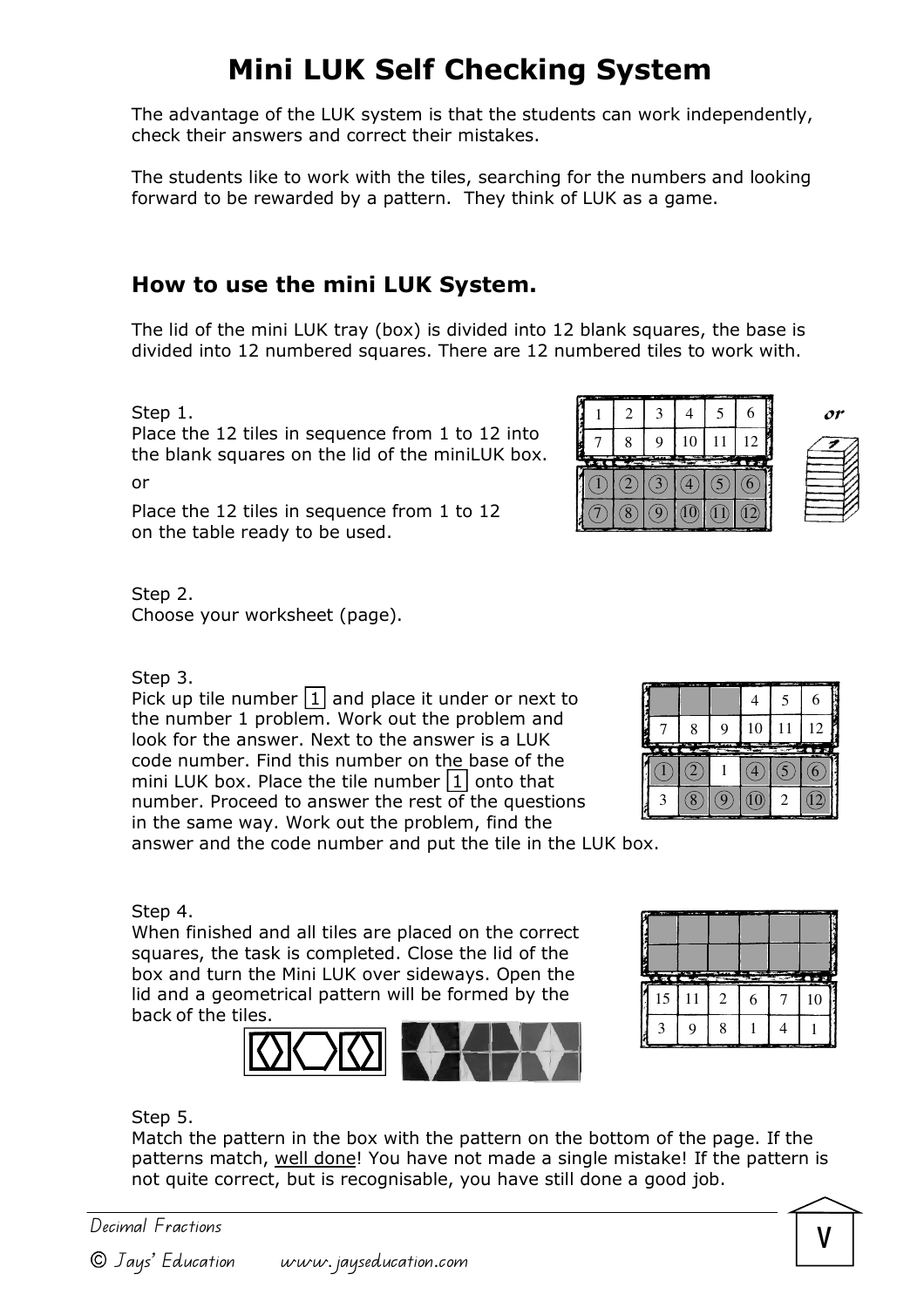# Mini LUK Self Checking System

The advantage of the LUK system is that the students can work independently, check their answers and correct their mistakes.

The students like to work with the tiles, searching for the numbers and looking forward to be rewarded by a pattern. They think of LUK as a game.

## How to use the mini LUK System.

The lid of the mini LUK tray (box) is divided into 12 blank squares, the base is divided into 12 numbered squares. There are 12 numbered tiles to work with.

Step 1.
Place the 12 tiles in sequence from 1 to 12 into the blank squares on the lid of the miniLUK box.

or

Place the 12 tiles in sequence from 1 to 12 on the table ready to be used.

Step 2.
Choose your worksheet (page).

Step 3.
Pick up tile number [1] and place it under or next to the number 1 problem. Work out the problem and look for the answer. Next to the answer is a LUK code number. Find this number on the base of the mini LUK box. Place the tile number [1] onto that number. Proceed to answer the rest of the questions in the same way. Work out the problem, find the answer and the code number and put the tile in the LUK box.

Step 4.
When finished and all tiles are placed on the correct squares, the task is completed. Close the lid of the box and turn the Mini LUK over sideways. Open the lid and a geometrical pattern will be formed by the back of the tiles.

Step 5.
Match the pattern in the box with the pattern on the bottom of the page. If the patterns match, well done! You have not made a single mistake! If the pattern is not quite correct, but is recognisable, you have still done a good job.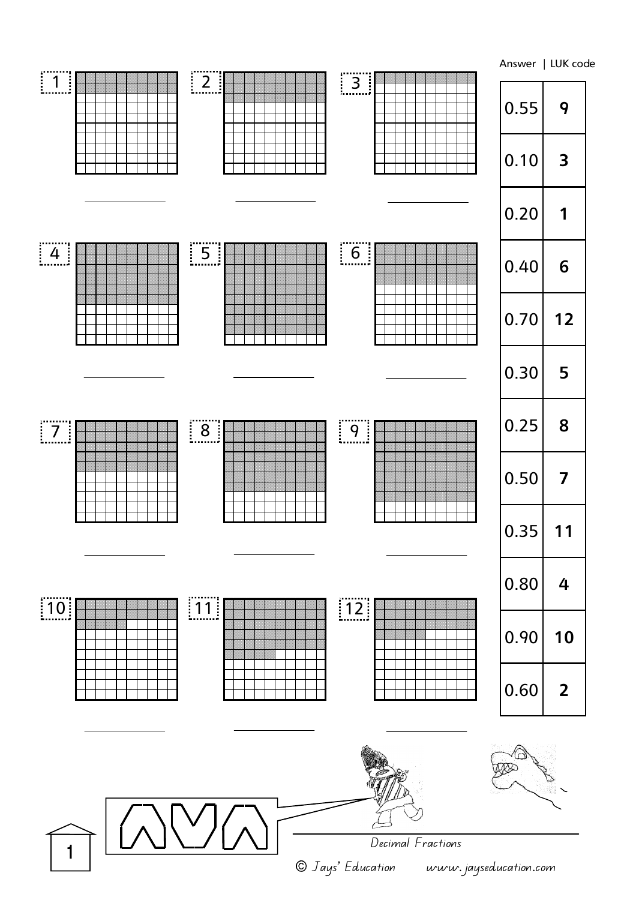1 ________

2 ________

3 ________

4 ________

5 ________

6 ________

7 ________

8 ________

9 ________

10 ________

11 ________

12 ________

| Answer | LUK code |
|---|---|
| 0.55 | **9** |
| 0.10 | **3** |
| 0.20 | **1** |
| 0.40 | **6** |
| 0.70 | **12** |
| 0.30 | **5** |
| 0.25 | **8** |
| 0.50 | **7** |
| 0.35 | **11** |
| 0.80 | **4** |
| 0.90 | **10** |
| 0.60 | **2** |

*Decimal Fractions*

© Jays' Education www.jayseducation.com